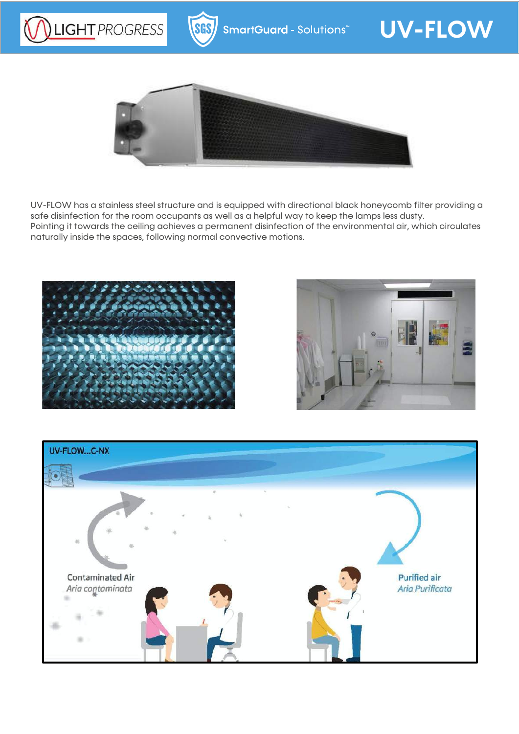# UV-FLOW

UV-FLOW has a stainless steel structure and is equipped with directional black honeycomb filter providing a safe disinfection for the room occupants as well as a helpful way to keep the lamps less dusty.
Pointing it towards the ceiling achieves a permanent disinfection of the environmental air, which circulates naturally inside the spaces, following normal convective motions.

UV-FLOW...C-NX

Contaminated Air
*Aria contaminata*

Purified air
*Aria Purificata*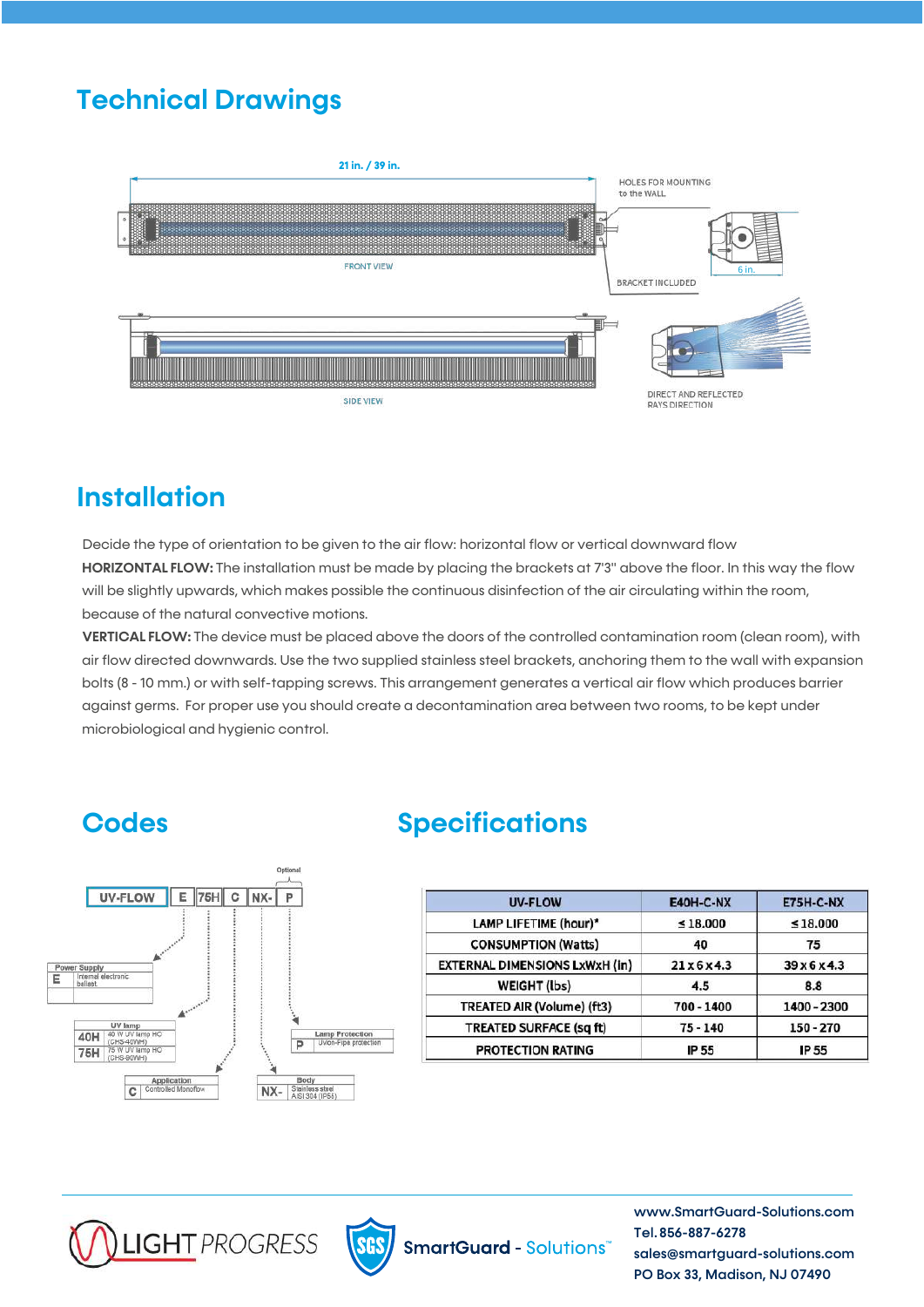## Technical Drawings

21 in. / 39 in.

HOLES FOR MOUNTING to the WALL

FRONT VIEW

6 in.

BRACKET INCLUDED

SIDE VIEW

DIRECT AND REFLECTED RAYS DIRECTION

## Installation

Decide the type of orientation to be given to the air flow: horizontal flow or vertical downward flow

**HORIZONTAL FLOW:** The installation must be made by placing the brackets at 7'3" above the floor. In this way the flow will be slightly upwards, which makes possible the continuous disinfection of the air circulating within the room, because of the natural convective motions.

**VERTICAL FLOW:** The device must be placed above the doors of the controlled contamination room (clean room), with air flow directed downwards. Use the two supplied stainless steel brackets, anchoring them to the wall with expansion bolts (8 - 10 mm.) or with self-tapping screws. This arrangement generates a vertical air flow which produces barrier against germs. For proper use you should create a decontamination area between two rooms, to be kept under microbiological and hygienic control.

## Codes

UV-FLOW | E | 75H | C | NX- | P

Optional

Power Supply
E — Internal electronic ballast

UV lamp
40H — 40 W UV lamp HO (CHS-40WH)
75H — 75 W UV lamp HO (CHS-80WH)

Application
C — Controlled Monoflow

Body
NX- — Stainless steel AISI 304 (IP55)

Lamp Protection
P — Uvion-Fipe protection

## Specifications

| UV-FLOW | E40H-C-NX | E75H-C-NX |
|---|---|---|
| LAMP LIFETIME (hour)* | ≤ 18.000 | ≤ 18.000 |
| CONSUMPTION (Watts) | 40 | 75 |
| EXTERNAL DIMENSIONS LxWxH (In) | 21 x 6 x 4.3 | 39 x 6 x 4.3 |
| WEIGHT (lbs) | 4.5 | 8.8 |
| TREATED AIR (Volume) (ft3) | 700 - 1400 | 1400 - 2300 |
| TREATED SURFACE (sq ft) | 75 - 140 | 150 - 270 |
| PROTECTION RATING | IP 55 | IP 55 |

LIGHT PROGRESS

SmartGuard - Solutions™

www.SmartGuard-Solutions.com
Tel. 856-887-6278
sales@smartguard-solutions.com
PO Box 33, Madison, NJ 07490